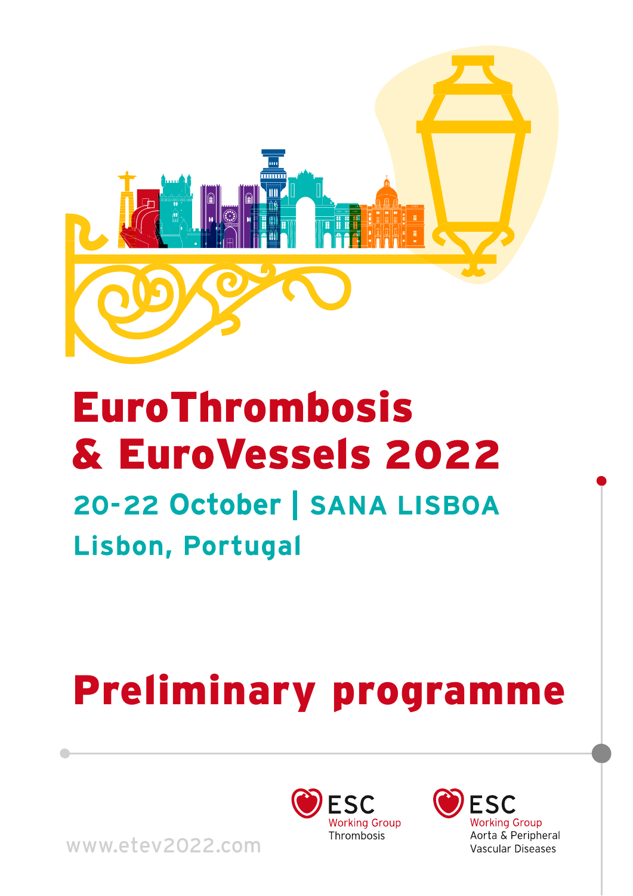# EuroThrombosis & EuroVessels 2022

## 20-22 October | SANA LISBOA

## Lisbon, Portugal

# Preliminary programme

www.etev2022.com

ESC Working Group Thrombosis

ESC Working Group Aorta & Peripheral Vascular Diseases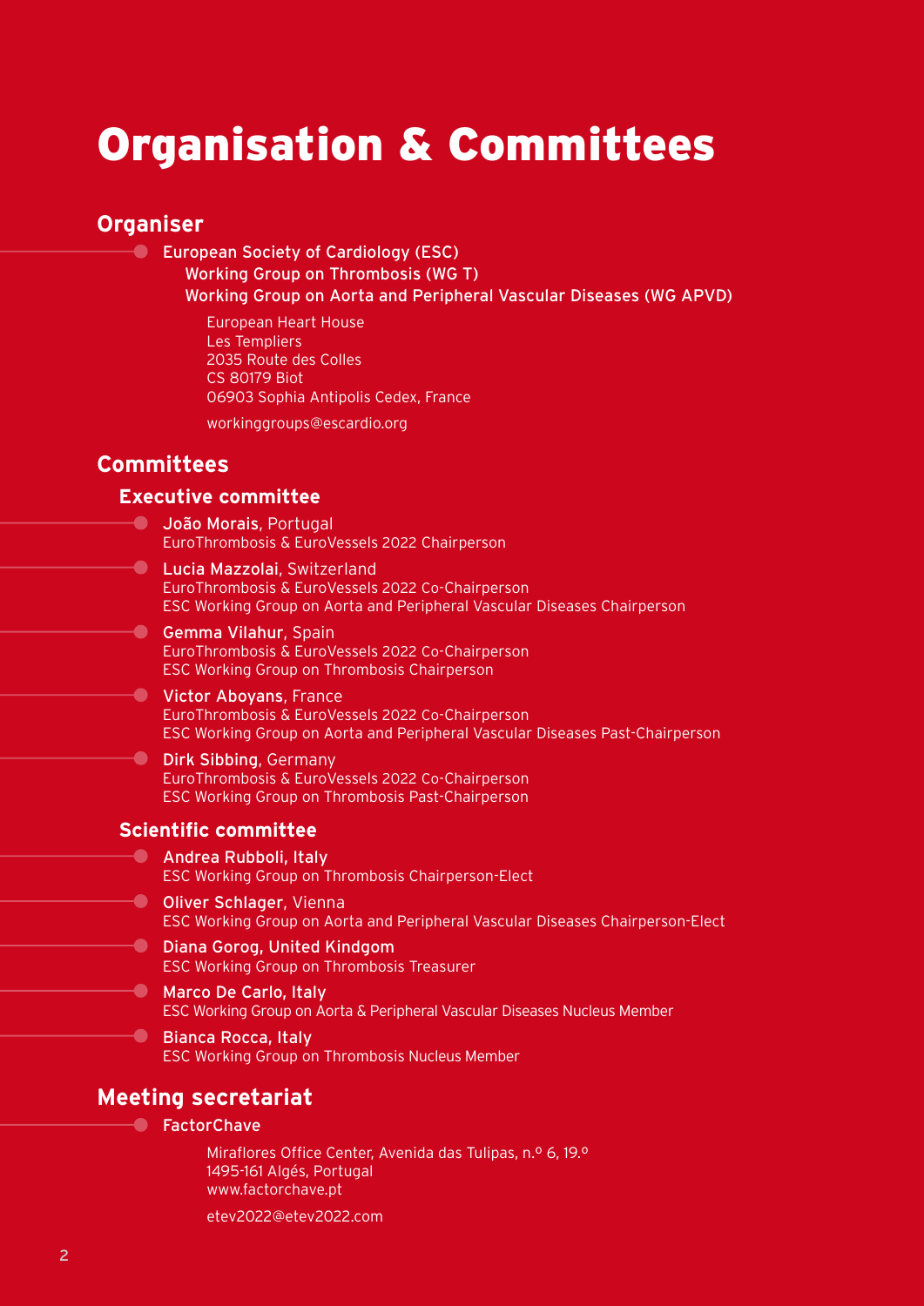# Organisation & Committees

## Organiser

- **European Society of Cardiology (ESC)**
  **Working Group on Thrombosis (WG T)**
  **Working Group on Aorta and Peripheral Vascular Diseases (WG APVD)**

  European Heart House
  Les Templiers
  2035 Route des Colles
  CS 80179 Biot
  06903 Sophia Antipolis Cedex, France

  workinggroups@escardio.org

## Committees

### Executive committee

- **João Morais**, Portugal
  EuroThrombosis & EuroVessels 2022 Chairperson
- **Lucia Mazzolai**, Switzerland
  EuroThrombosis & EuroVessels 2022 Co-Chairperson
  ESC Working Group on Aorta and Peripheral Vascular Diseases Chairperson
- **Gemma Vilahur**, Spain
  EuroThrombosis & EuroVessels 2022 Co-Chairperson
  ESC Working Group on Thrombosis Chairperson
- **Victor Aboyans**, France
  EuroThrombosis & EuroVessels 2022 Co-Chairperson
  ESC Working Group on Aorta and Peripheral Vascular Diseases Past-Chairperson
- **Dirk Sibbing**, Germany
  EuroThrombosis & EuroVessels 2022 Co-Chairperson
  ESC Working Group on Thrombosis Past-Chairperson

### Scientific committee

- **Andrea Rubboli, Italy**
  ESC Working Group on Thrombosis Chairperson-Elect
- **Oliver Schlager**, Vienna
  ESC Working Group on Aorta and Peripheral Vascular Diseases Chairperson-Elect
- **Diana Gorog, United Kindgom**
  ESC Working Group on Thrombosis Treasurer
- **Marco De Carlo, Italy**
  ESC Working Group on Aorta & Peripheral Vascular Diseases Nucleus Member
- **Bianca Rocca, Italy**
  ESC Working Group on Thrombosis Nucleus Member

## Meeting secretariat

- **FactorChave**

  Miraflores Office Center, Avenida das Tulipas, n.º 6, 19.º
  1495-161 Algés, Portugal
  www.factorchave.pt

  etev2022@etev2022.com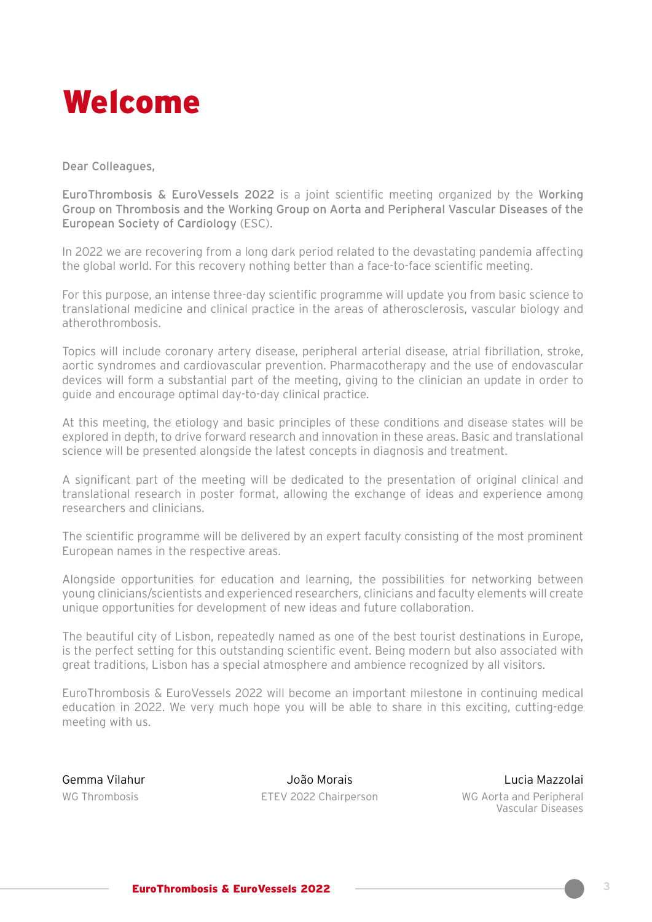# Welcome

Dear Colleagues,

**EuroThrombosis & EuroVessels 2022** is a joint scientific meeting organized by the **Working Group on Thrombosis and the Working Group on Aorta and Peripheral Vascular Diseases of the European Society of Cardiology** (ESC).

In 2022 we are recovering from a long dark period related to the devastating pandemia affecting the global world. For this recovery nothing better than a face-to-face scientific meeting.

For this purpose, an intense three-day scientific programme will update you from basic science to translational medicine and clinical practice in the areas of atherosclerosis, vascular biology and atherothrombosis.

Topics will include coronary artery disease, peripheral arterial disease, atrial fibrillation, stroke, aortic syndromes and cardiovascular prevention. Pharmacotherapy and the use of endovascular devices will form a substantial part of the meeting, giving to the clinician an update in order to guide and encourage optimal day-to-day clinical practice.

At this meeting, the etiology and basic principles of these conditions and disease states will be explored in depth, to drive forward research and innovation in these areas. Basic and translational science will be presented alongside the latest concepts in diagnosis and treatment.

A significant part of the meeting will be dedicated to the presentation of original clinical and translational research in poster format, allowing the exchange of ideas and experience among researchers and clinicians.

The scientific programme will be delivered by an expert faculty consisting of the most prominent European names in the respective areas.

Alongside opportunities for education and learning, the possibilities for networking between young clinicians/scientists and experienced researchers, clinicians and faculty elements will create unique opportunities for development of new ideas and future collaboration.

The beautiful city of Lisbon, repeatedly named as one of the best tourist destinations in Europe, is the perfect setting for this outstanding scientific event. Being modern but also associated with great traditions, Lisbon has a special atmosphere and ambience recognized by all visitors.

EuroThrombosis & EuroVessels 2022 will become an important milestone in continuing medical education in 2022. We very much hope you will be able to share in this exciting, cutting-edge meeting with us.

Gemma Vilahur
WG Thrombosis

João Morais
ETEV 2022 Chairperson

Lucia Mazzolai
WG Aorta and Peripheral Vascular Diseases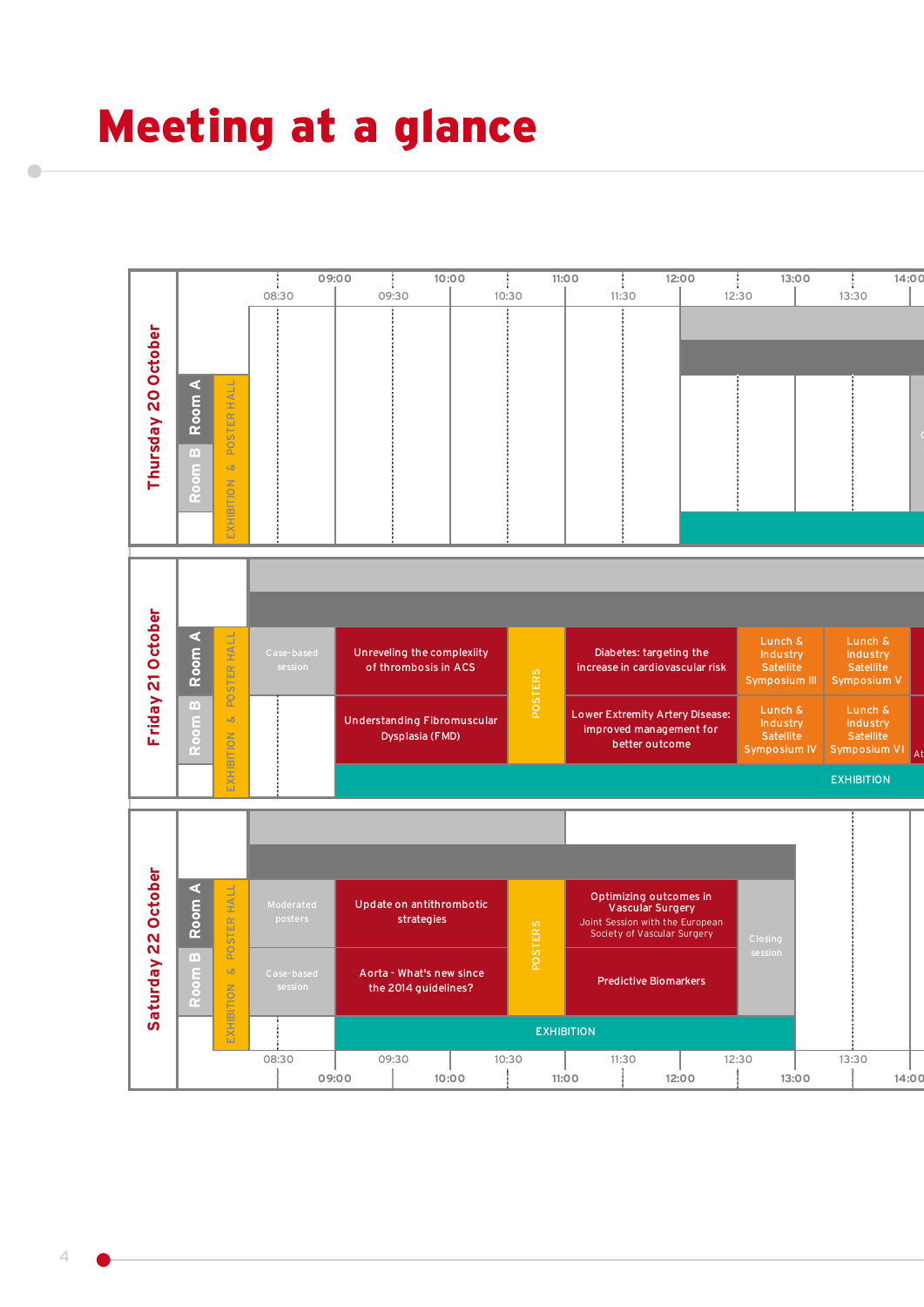# Meeting at a glance

## Thursday 20 October

| Time | Room A | Room B |
|---|---|---|
| 08:30–12:00 | | |
| 12:00–14:00 | | |

Exhibition & Poster Hall

## Friday 21 October

| Time | Room A | Room B |
|---|---|---|
| 08:30–09:00 | Case-based session | |
| 09:00–10:30 | Unreveling the complexity of thrombosis in ACS | Understanding Fibromuscular Dysplasia (FMD) |
| 10:30–11:00 | POSTERS | POSTERS |
| 11:00–12:30 | Diabetes: targeting the increase in cardiovascular risk | Lower Extremity Artery Disease: improved management for better outcome |
| 12:30–13:15 | Lunch & Industry Satellite Symposium III | Lunch & Industry Satellite Symposium IV |
| 13:15–14:00 | Lunch & Industry Satellite Symposium V | Lunch & Industry Satellite Symposium VI |

EXHIBITION

## Saturday 22 October

| Time | Room A | Room B |
|---|---|---|
| 08:30–09:00 | Moderated posters | Case-based session |
| 09:00–10:30 | Update on antithrombotic strategies | Aorta - What's new since the 2014 guidelines? |
| 10:30–11:00 | POSTERS | POSTERS |
| 11:00–12:30 | Optimizing outcomes in Vascular Surgery<br>Joint Session with the European Society of Vascular Surgery | Predictive Biomarkers |
| 12:30–13:00 | Closing session | Closing session |

EXHIBITION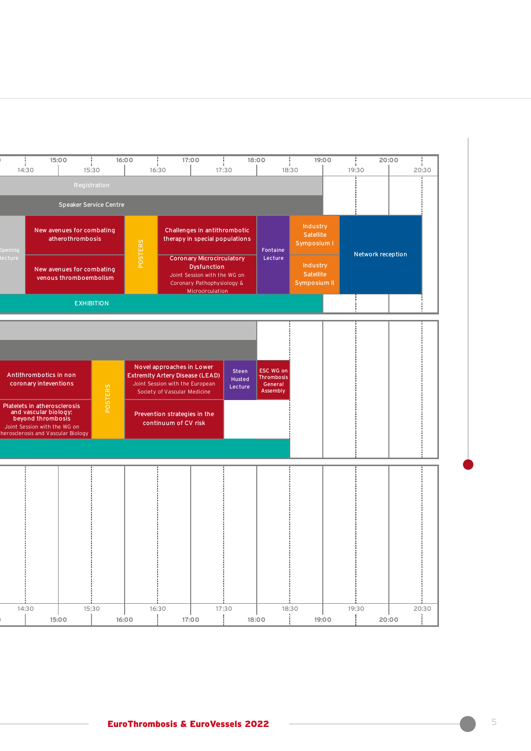| Time | 14:30 | 15:00 | 15:30 | 16:00 | 16:30 | 17:00 | 17:30 | 18:00 | 18:30 | 19:00 | 19:30 | 20:00 | 20:30 |
|---|---|---|---|---|---|---|---|---|---|---|---|---|---|
| **Day 1** | | | | | | | | | | | | | |
| | Registration | | | | | | | | | | | | |
| | Speaker Service Centre | | | | | | | | | | | | |
| | Opening Lecture | New avenues for combating atherothrombosis | | POSTERS | Challenges in antithrombotic therapy in special populations | | | Fontaine Lecture | Industry Satellite Symposium I | Network reception | | | |
| | | New avenues for combating venous thromboembolism | | | Coronary Microcirculatory Dysfunction – Joint Session with the WG on Coronary Pathophysiology & Microcirculation | | | | Industry Satellite Symposium II | | | | |
| | EXHIBITION | | | | | | | | | | | | |
| **Day 2** | | | | | | | | | | | | | |
| | Antithrombotics in non coronary interventions | | POSTERS | Novel approaches in Lower Extremity Artery Disease (LEAD) – Joint Session with the European Society of Vascular Medicine | | | Steen Husted Lecture | ESC WG on Thrombosis General Assembly | | | | | |
| | Platelets in atherosclerosis and vascular biology: beyond thrombosis – Joint Session with the WG on Atherosclerosis and Vascular Biology | | | Prevention strategies in the continuum of CV risk | | | | | | | | | |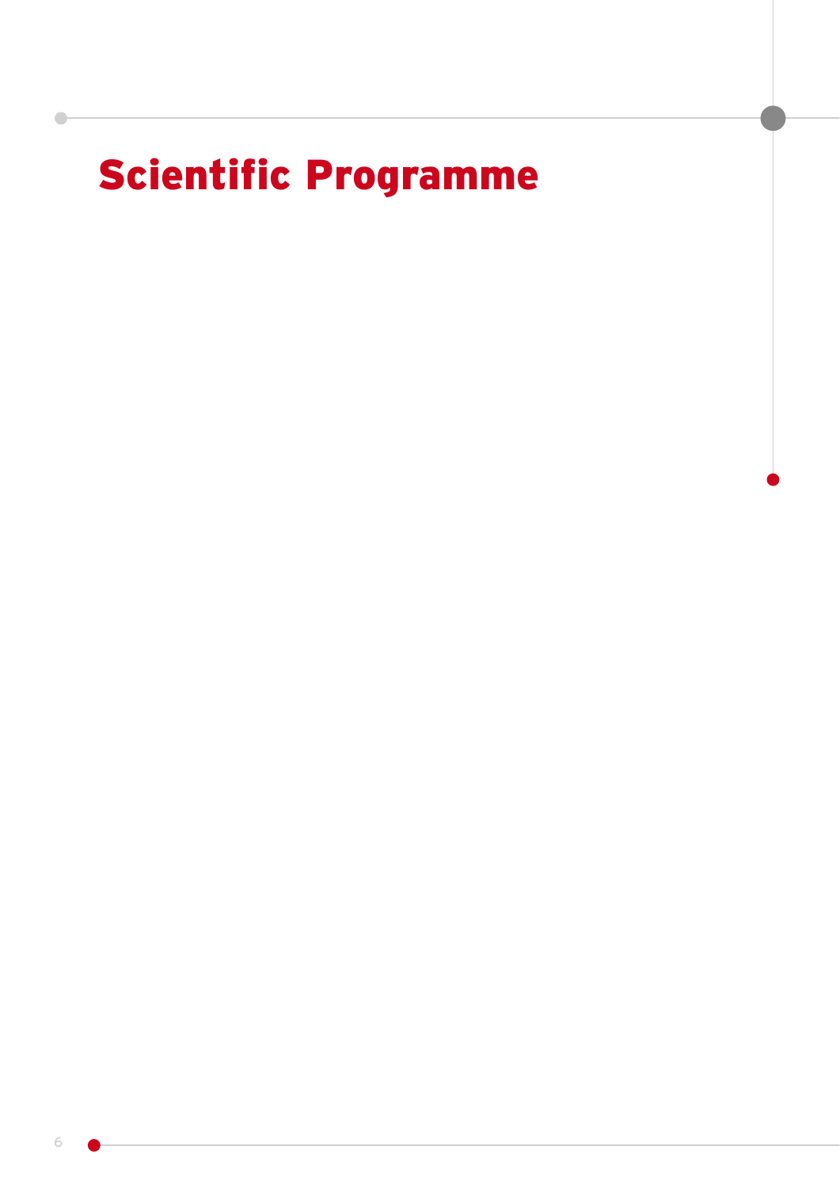# Scientific Programme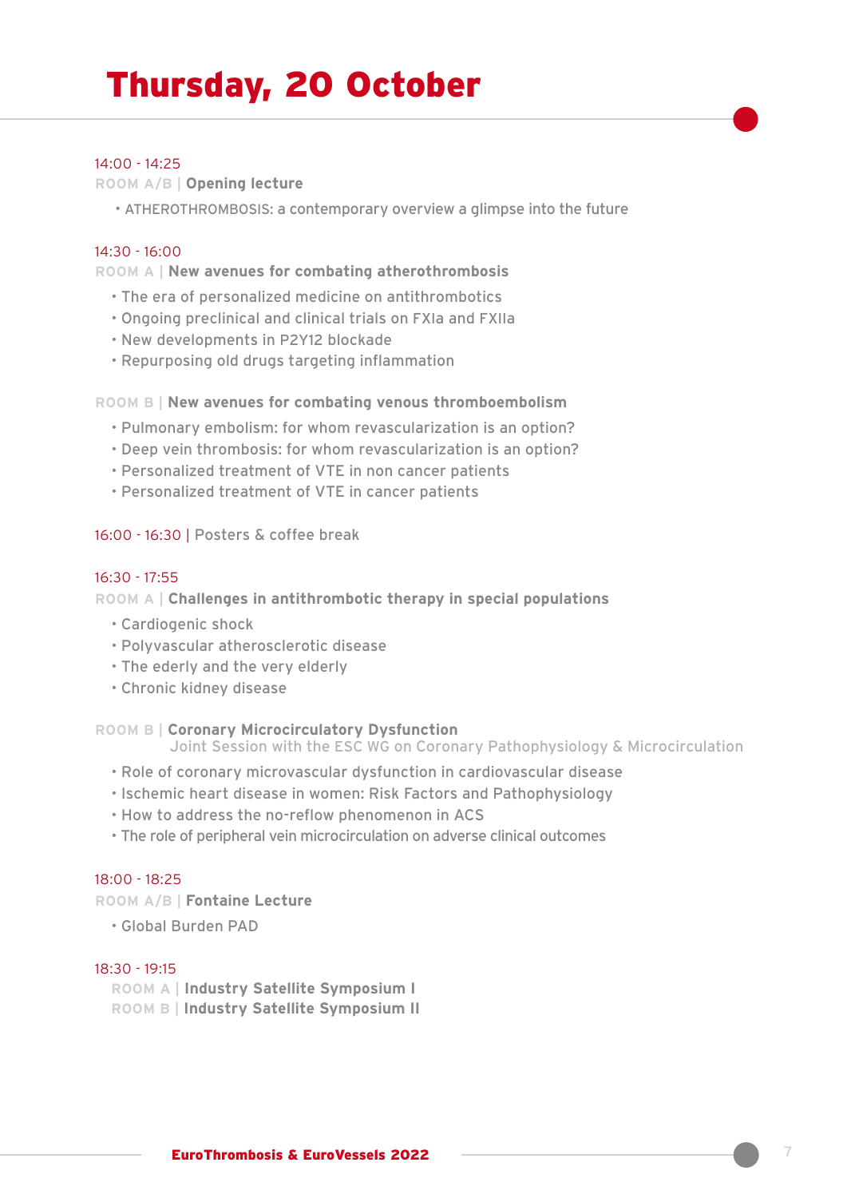# Thursday, 20 October

14:00 - 14:25

ROOM A/B | **Opening lecture**

- ATHEROTHROMBOSIS: a contemporary overview a glimpse into the future

14:30 - 16:00

ROOM A | **New avenues for combating atherothrombosis**

- The era of personalized medicine on antithrombotics
- Ongoing preclinical and clinical trials on FXIa and FXIIa
- New developments in P2Y12 blockade
- Repurposing old drugs targeting inflammation

ROOM B | **New avenues for combating venous thromboembolism**

- Pulmonary embolism: for whom revascularization is an option?
- Deep vein thrombosis: for whom revascularization is an option?
- Personalized treatment of VTE in non cancer patients
- Personalized treatment of VTE in cancer patients

16:00 - 16:30 | Posters & coffee break

16:30 - 17:55

ROOM A | **Challenges in antithrombotic therapy in special populations**

- Cardiogenic shock
- Polyvascular atherosclerotic disease
- The ederly and the very elderly
- Chronic kidney disease

ROOM B | **Coronary Microcirculatory Dysfunction**
Joint Session with the ESC WG on Coronary Pathophysiology & Microcirculation

- Role of coronary microvascular dysfunction in cardiovascular disease
- Ischemic heart disease in women: Risk Factors and Pathophysiology
- How to address the no-reflow phenomenon in ACS
- The role of peripheral vein microcirculation on adverse clinical outcomes

18:00 - 18:25

ROOM A/B | **Fontaine Lecture**

- Global Burden PAD

18:30 - 19:15

ROOM A | **Industry Satellite Symposium I**
ROOM B | **Industry Satellite Symposium II**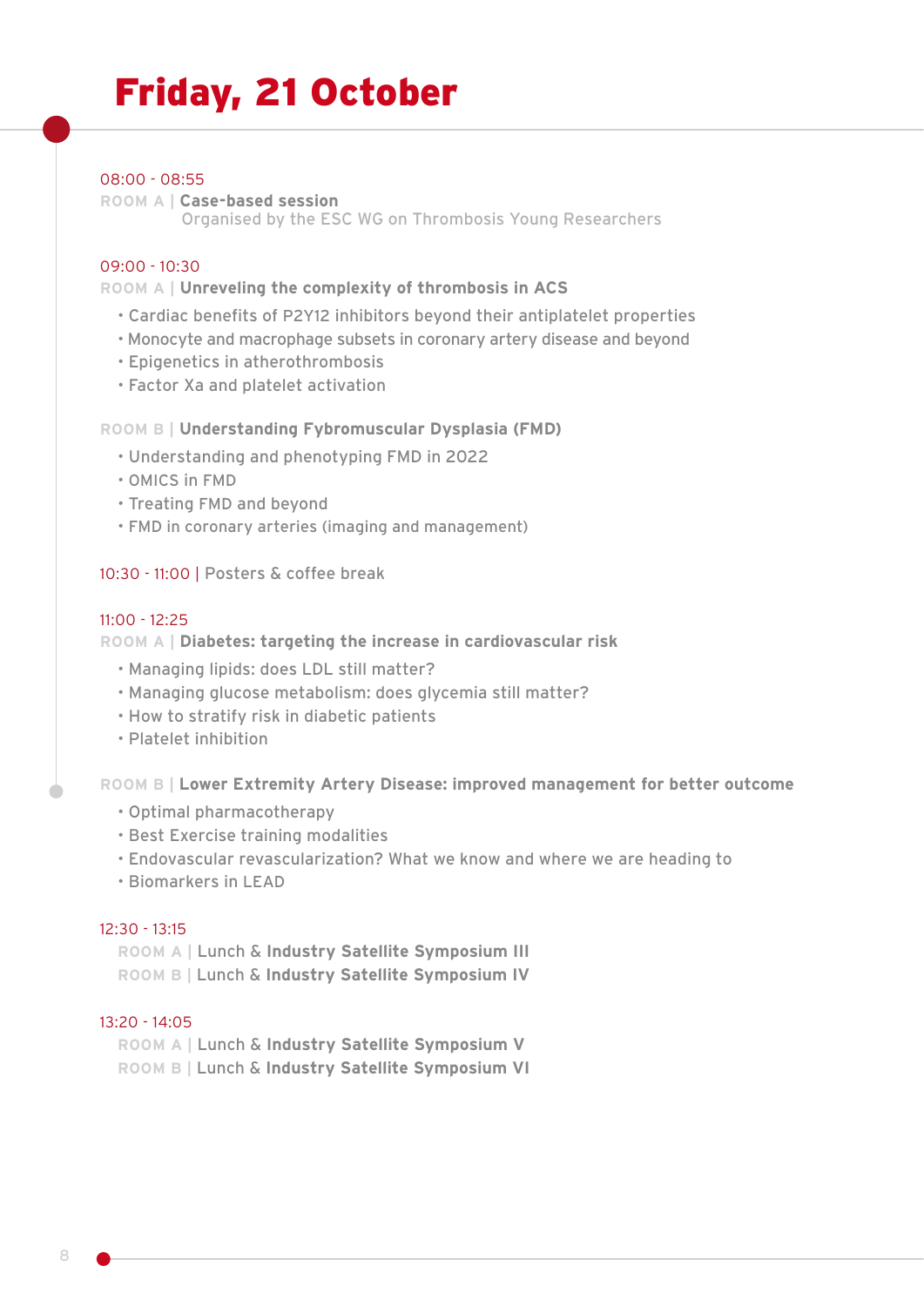# Friday, 21 October

08:00 - 08:55

ROOM A | **Case-based session**
Organised by the ESC WG on Thrombosis Young Researchers

09:00 - 10:30

ROOM A | **Unreveling the complexity of thrombosis in ACS**

- Cardiac benefits of P2Y12 inhibitors beyond their antiplatelet properties
- Monocyte and macrophage subsets in coronary artery disease and beyond
- Epigenetics in atherothrombosis
- Factor Xa and platelet activation

ROOM B | **Understanding Fybromuscular Dysplasia (FMD)**

- Understanding and phenotyping FMD in 2022
- OMICS in FMD
- Treating FMD and beyond
- FMD in coronary arteries (imaging and management)

10:30 - 11:00 | Posters & coffee break

11:00 - 12:25

ROOM A | **Diabetes: targeting the increase in cardiovascular risk**

- Managing lipids: does LDL still matter?
- Managing glucose metabolism: does glycemia still matter?
- How to stratify risk in diabetic patients
- Platelet inhibition

ROOM B | **Lower Extremity Artery Disease: improved management for better outcome**

- Optimal pharmacotherapy
- Best Exercise training modalities
- Endovascular revascularization? What we know and where we are heading to
- Biomarkers in LEAD

12:30 - 13:15

ROOM A | Lunch & **Industry Satellite Symposium III**

ROOM B | Lunch & **Industry Satellite Symposium IV**

13:20 - 14:05

ROOM A | Lunch & **Industry Satellite Symposium V**

ROOM B | Lunch & **Industry Satellite Symposium VI**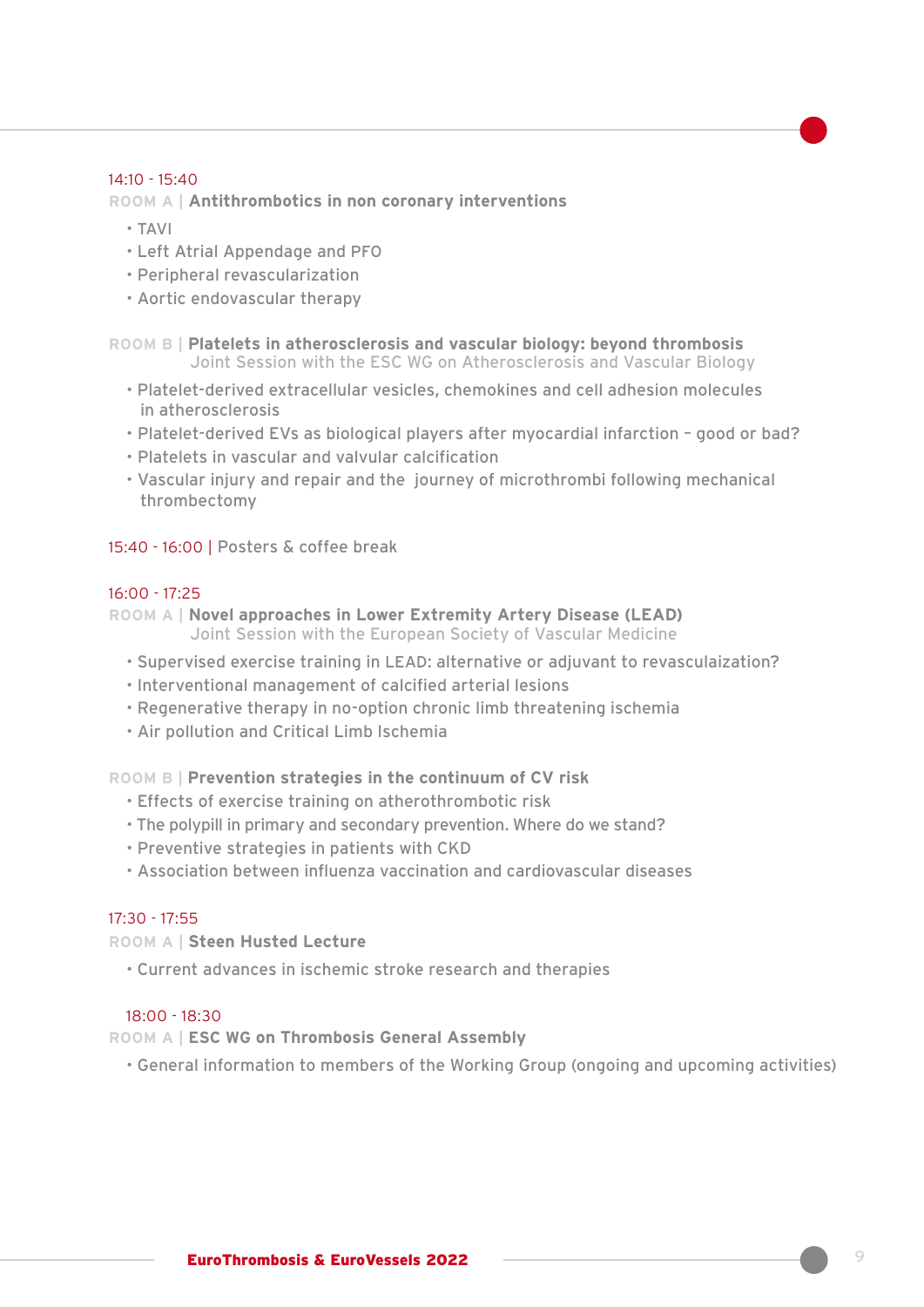14:10 - 15:40

ROOM A | **Antithrombotics in non coronary interventions**

- TAVI
- Left Atrial Appendage and PFO
- Peripheral revascularization
- Aortic endovascular therapy

ROOM B | **Platelets in atherosclerosis and vascular biology: beyond thrombosis**
Joint Session with the ESC WG on Atherosclerosis and Vascular Biology

- Platelet-derived extracellular vesicles, chemokines and cell adhesion molecules in atherosclerosis
- Platelet-derived EVs as biological players after myocardial infarction – good or bad?
- Platelets in vascular and valvular calcification
- Vascular injury and repair and the journey of microthrombi following mechanical thrombectomy

15:40 - 16:00 | Posters & coffee break

16:00 - 17:25

ROOM A | **Novel approaches in Lower Extremity Artery Disease (LEAD)**
Joint Session with the European Society of Vascular Medicine

- Supervised exercise training in LEAD: alternative or adjuvant to revasculaization?
- Interventional management of calcified arterial lesions
- Regenerative therapy in no-option chronic limb threatening ischemia
- Air pollution and Critical Limb Ischemia

ROOM B | **Prevention strategies in the continuum of CV risk**

- Effects of exercise training on atherothrombotic risk
- The polypill in primary and secondary prevention. Where do we stand?
- Preventive strategies in patients with CKD
- Association between influenza vaccination and cardiovascular diseases

17:30 - 17:55

ROOM A | **Steen Husted Lecture**

- Current advances in ischemic stroke research and therapies

18:00 - 18:30

ROOM A | **ESC WG on Thrombosis General Assembly**

- General information to members of the Working Group (ongoing and upcoming activities)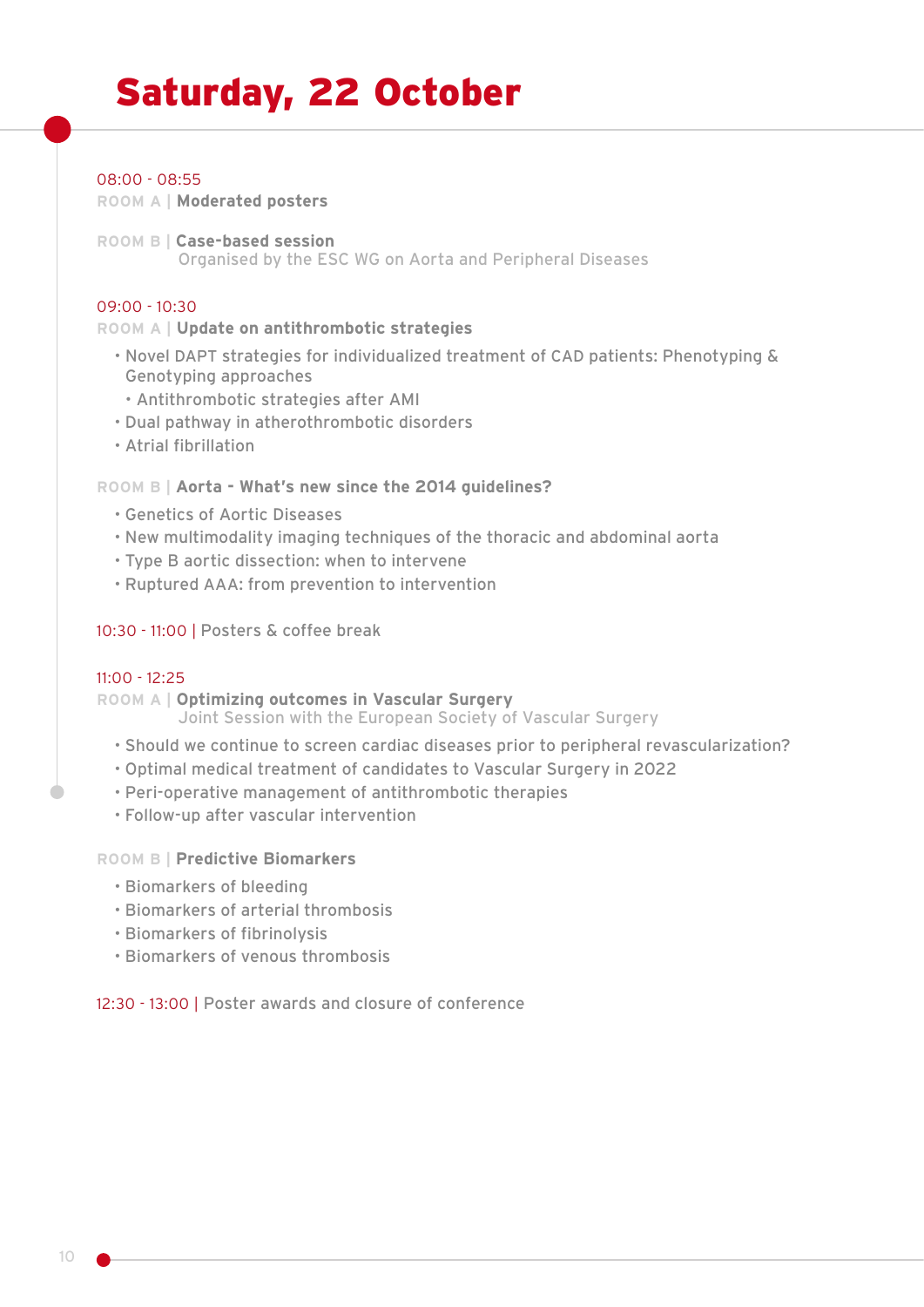# Saturday, 22 October

08:00 - 08:55

ROOM A | **Moderated posters**

ROOM B | **Case-based session**
Organised by the ESC WG on Aorta and Peripheral Diseases

09:00 - 10:30

ROOM A | **Update on antithrombotic strategies**

- Novel DAPT strategies for individualized treatment of CAD patients: Phenotyping & Genotyping approaches
  - Antithrombotic strategies after AMI
- Dual pathway in atherothrombotic disorders
- Atrial fibrillation

ROOM B | **Aorta - What's new since the 2014 guidelines?**

- Genetics of Aortic Diseases
- New multimodality imaging techniques of the thoracic and abdominal aorta
- Type B aortic dissection: when to intervene
- Ruptured AAA: from prevention to intervention

10:30 - 11:00 | Posters & coffee break

11:00 - 12:25

ROOM A | **Optimizing outcomes in Vascular Surgery**
Joint Session with the European Society of Vascular Surgery

- Should we continue to screen cardiac diseases prior to peripheral revascularization?
- Optimal medical treatment of candidates to Vascular Surgery in 2022
- Peri-operative management of antithrombotic therapies
- Follow-up after vascular intervention

ROOM B | **Predictive Biomarkers**

- Biomarkers of bleeding
- Biomarkers of arterial thrombosis
- Biomarkers of fibrinolysis
- Biomarkers of venous thrombosis

12:30 - 13:00 | Poster awards and closure of conference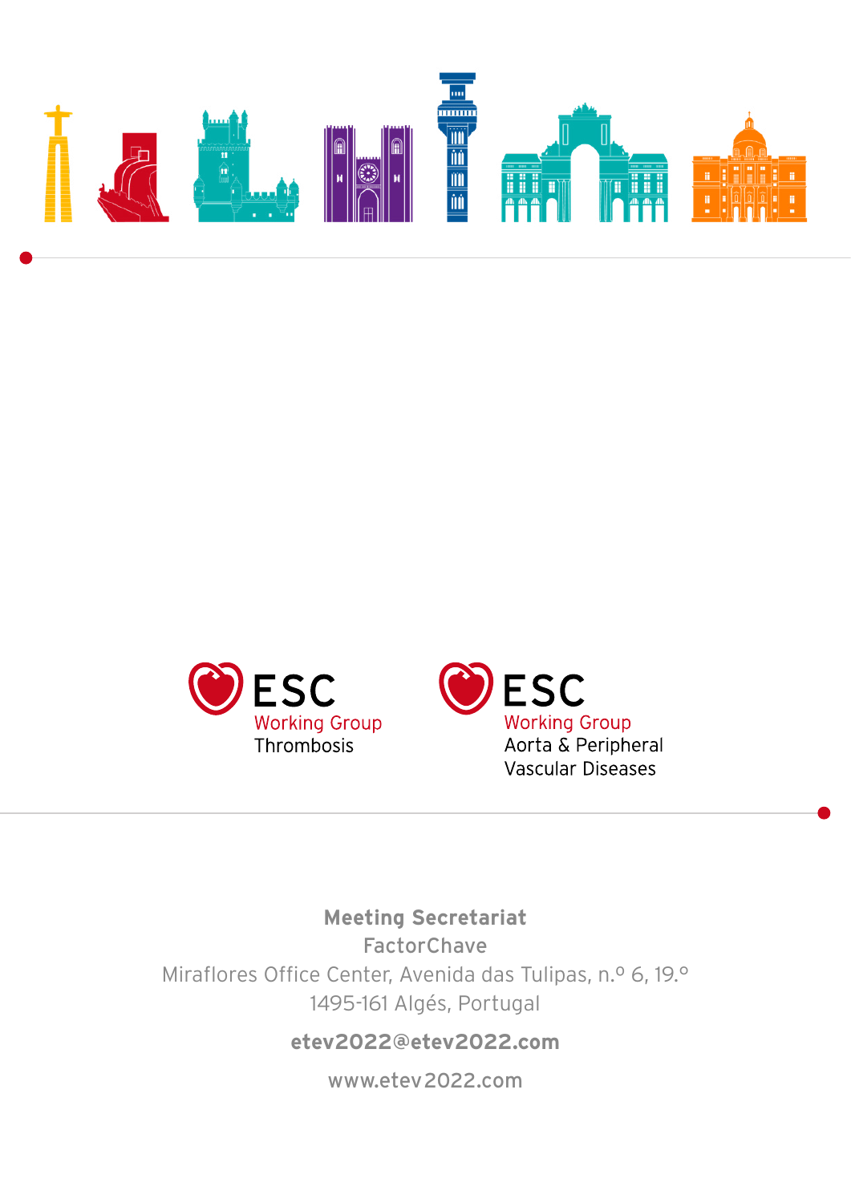ESC Working Group Thrombosis

ESC Working Group Aorta & Peripheral Vascular Diseases

**Meeting Secretariat**
FactorChave
Miraflores Office Center, Avenida das Tulipas, n.º 6, 19.º
1495-161 Algés, Portugal

**etev2022@etev2022.com**

www.etev2022.com